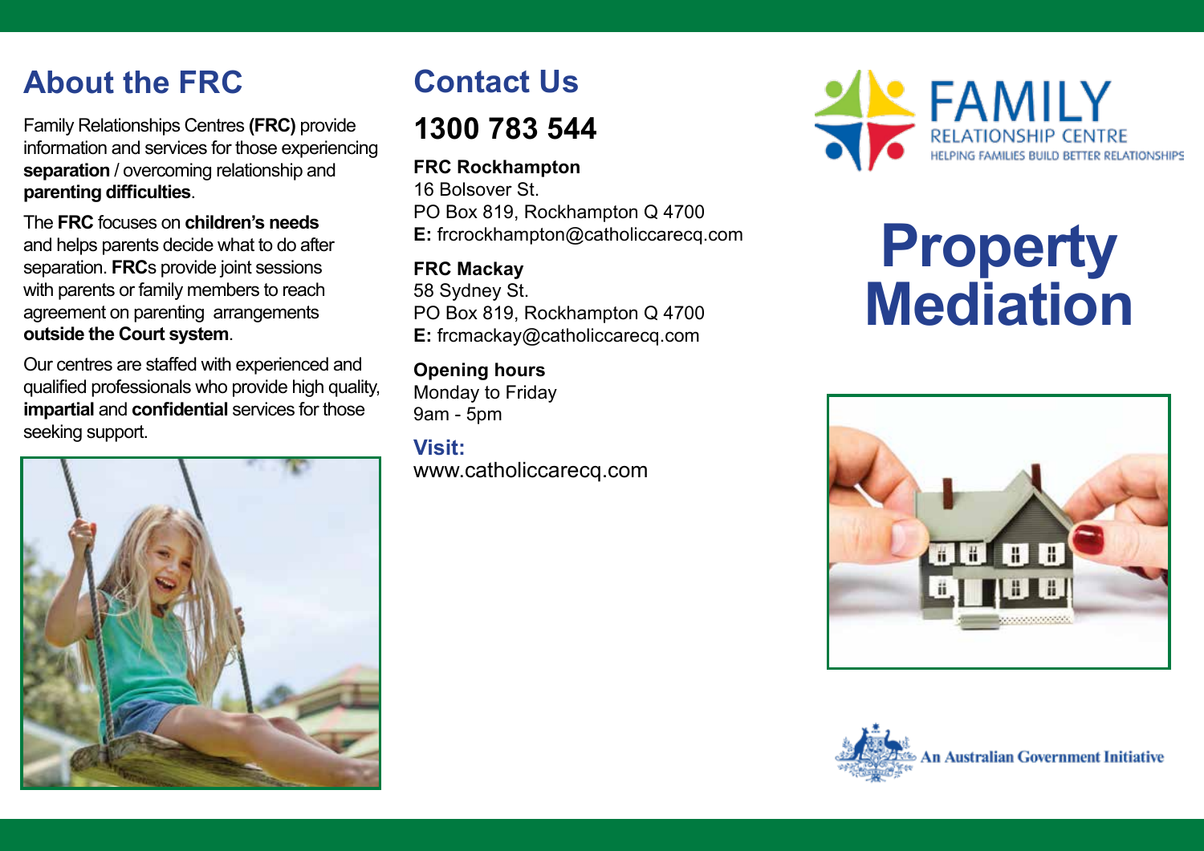## About the FRC

Family Relationships Centres **(FRC)** provide information and services for those experiencing **separation** / overcoming relationship and **parenting difficulties**.

The **FRC** focuses on **children's needs** and helps parents decide what to do after separation. **FRC**s provide joint sessions with parents or family members to reach agreement on parenting arrangements **outside the Court system**.

Our centres are staffed with experienced and qualified professionals who provide high quality, **impartial** and **confidential** services for those seeking support.

## Contact Us

## 1300 783 544

**FRC Rockhampton**
16 Bolsover St.
PO Box 819, Rockhampton Q 4700
**E:** frcrockhampton@catholiccarecq.com

**FRC Mackay**
58 Sydney St.
PO Box 819, Rockhampton Q 4700
**E:** frcmackay@catholiccarecq.com

**Opening hours**
Monday to Friday
9am - 5pm

**Visit:**
www.catholiccarecq.com

FAMILY RELATIONSHIP CENTRE
HELPING FAMILIES BUILD BETTER RELATIONSHIPS

# Property Mediation

An Australian Government Initiative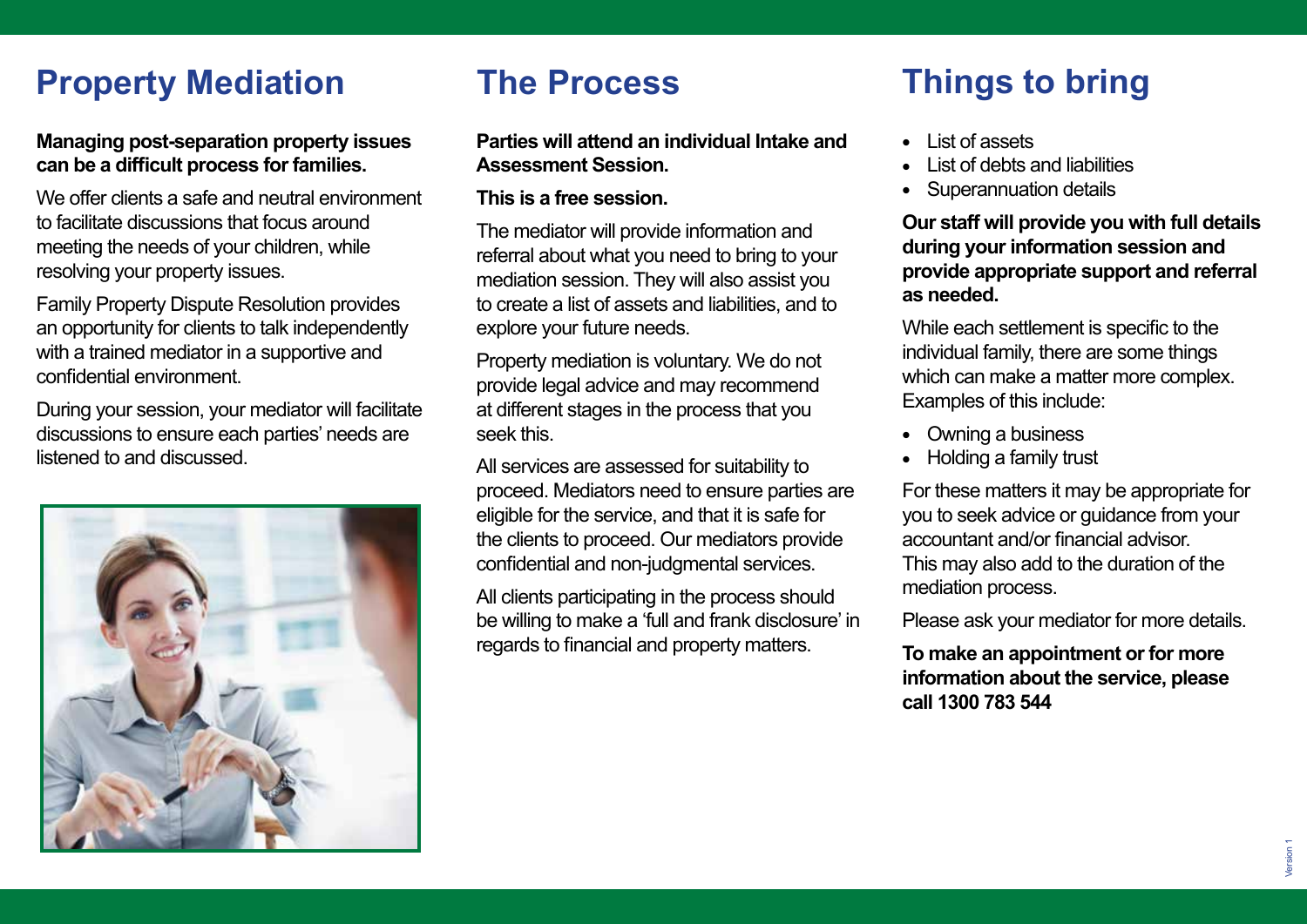## Property Mediation

**Managing post-separation property issues can be a difficult process for families.**

We offer clients a safe and neutral environment to facilitate discussions that focus around meeting the needs of your children, while resolving your property issues.

Family Property Dispute Resolution provides an opportunity for clients to talk independently with a trained mediator in a supportive and confidential environment.

During your session, your mediator will facilitate discussions to ensure each parties' needs are listened to and discussed.

## The Process

**Parties will attend an individual Intake and Assessment Session.**

**This is a free session.**

The mediator will provide information and referral about what you need to bring to your mediation session. They will also assist you to create a list of assets and liabilities, and to explore your future needs.

Property mediation is voluntary. We do not provide legal advice and may recommend at different stages in the process that you seek this.

All services are assessed for suitability to proceed. Mediators need to ensure parties are eligible for the service, and that it is safe for the clients to proceed. Our mediators provide confidential and non-judgmental services.

All clients participating in the process should be willing to make a 'full and frank disclosure' in regards to financial and property matters.

## Things to bring

- List of assets
- List of debts and liabilities
- Superannuation details

**Our staff will provide you with full details during your information session and provide appropriate support and referral as needed.**

While each settlement is specific to the individual family, there are some things which can make a matter more complex. Examples of this include:

- Owning a business
- Holding a family trust

For these matters it may be appropriate for you to seek advice or guidance from your accountant and/or financial advisor. This may also add to the duration of the mediation process.

Please ask your mediator for more details.

**To make an appointment or for more information about the service, please call 1300 783 544**